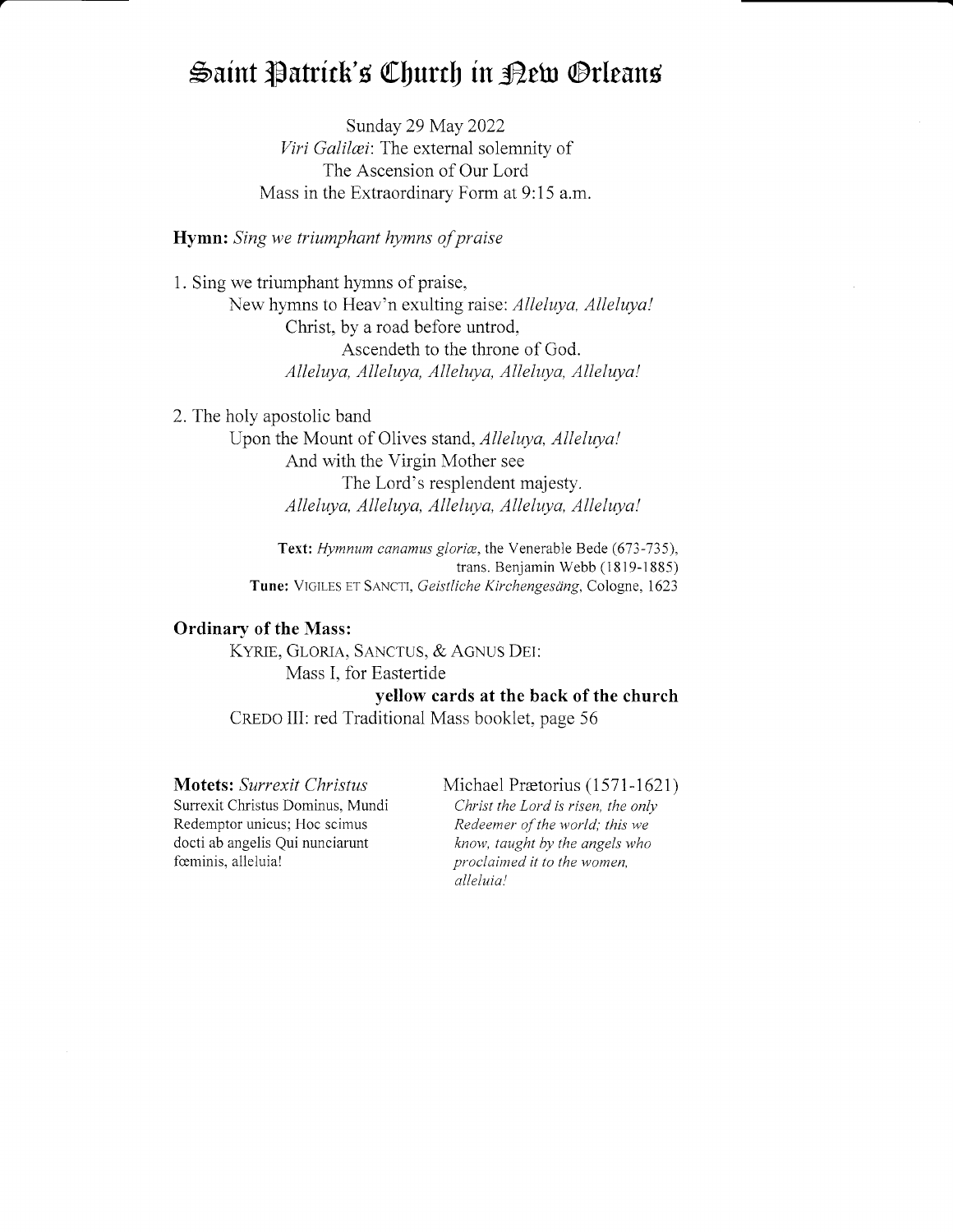# Saint Patrick's Church in New Orleans

Sunday 29 May 2022
*Viri Galilæi*: The external solemnity of
The Ascension of Our Lord
Mass in the Extraordinary Form at 9:15 a.m.

**Hymn:** *Sing we triumphant hymns of praise*

1. Sing we triumphant hymns of praise,
   New hymns to Heav'n exulting raise: *Alleluya, Alleluya!*
   Christ, by a road before untrod,
   Ascendeth to the throne of God.
   *Alleluya, Alleluya, Alleluya, Alleluya, Alleluya!*

2. The holy apostolic band
   Upon the Mount of Olives stand, *Alleluya, Alleluya!*
   And with the Virgin Mother see
   The Lord's resplendent majesty.
   *Alleluya, Alleluya, Alleluya, Alleluya, Alleluya!*

**Text:** *Hymnum canamus gloriæ*, the Venerable Bede (673-735), trans. Benjamin Webb (1819-1885)
**Tune:** VIGILES ET SANCTI, *Geistliche Kirchengesäng*, Cologne, 1623

**Ordinary of the Mass:**

KYRIE, GLORIA, SANCTUS, & AGNUS DEI:
Mass I, for Eastertide
**yellow cards at the back of the church**
CREDO III: red Traditional Mass booklet, page 56

**Motets:** *Surrexit Christus* — Michael Prætorius (1571-1621)

Surrexit Christus Dominus, Mundi Redemptor unicus; Hoc scimus docti ab angelis Qui nunciarunt fœminis, alleluia!

*Christ the Lord is risen, the only Redeemer of the world; this we know, taught by the angels who proclaimed it to the women, alleluia!*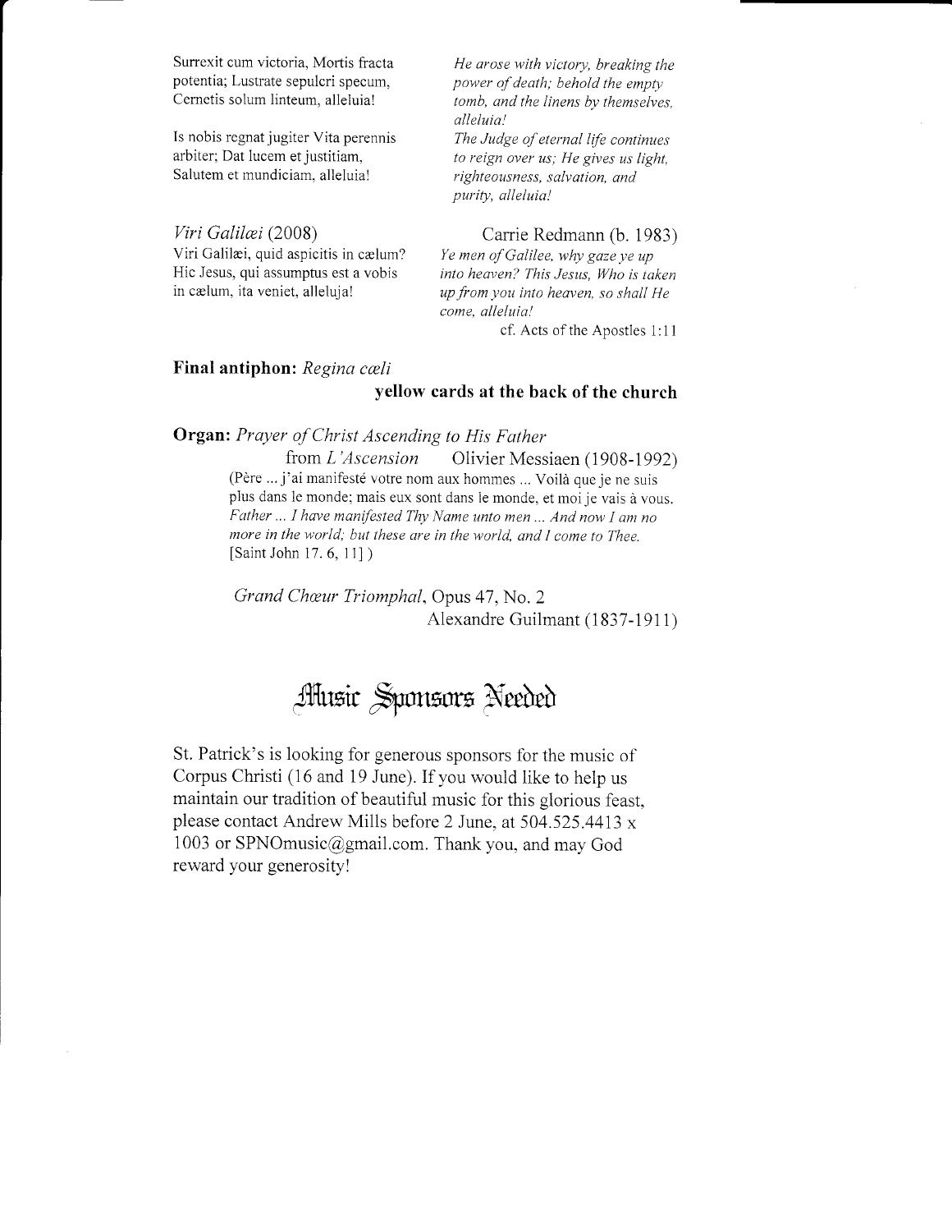Surrexit cum victoria, Mortis fracta potentia; Lustrate sepulcri specum, Cernetis solum linteum, alleluia!

*He arose with victory, breaking the power of death; behold the empty tomb, and the linens by themselves, alleluia!*

Is nobis regnat jugiter Vita perennis arbiter; Dat lucem et justitiam, Salutem et mundiciam, alleluia!

*The Judge of eternal life continues to reign over us; He gives us light, righteousness, salvation, and purity, alleluia!*

*Viri Galilæi* (2008) — Carrie Redmann (b. 1983)

Viri Galilæi, quid aspicitis in cælum? Hic Jesus, qui assumptus est a vobis in cælum, ita veniet, alleluja!

*Ye men of Galilee, why gaze ye up into heaven? This Jesus, Who is taken up from you into heaven, so shall He come, alleluia!*

cf. Acts of the Apostles 1:11

**Final antiphon:** *Regina cœli*

**yellow cards at the back of the church**

**Organ:** *Prayer of Christ Ascending to His Father*
from *L'Ascension* — Olivier Messiaen (1908-1992)

(Père ... j'ai manifesté votre nom aux hommes ... Voilà que je ne suis plus dans le monde; mais eux sont dans le monde, et moi je vais à vous. *Father ... I have manifested Thy Name unto men ... And now I am no more in the world; but these are in the world, and I come to Thee.* [Saint John 17. 6, 11] )

*Grand Chœur Triomphal*, Opus 47, No. 2
Alexandre Guilmant (1837-1911)

## Music Sponsors Needed

St. Patrick's is looking for generous sponsors for the music of Corpus Christi (16 and 19 June). If you would like to help us maintain our tradition of beautiful music for this glorious feast, please contact Andrew Mills before 2 June, at 504.525.4413 x 1003 or SPNOmusic@gmail.com. Thank you, and may God reward your generosity!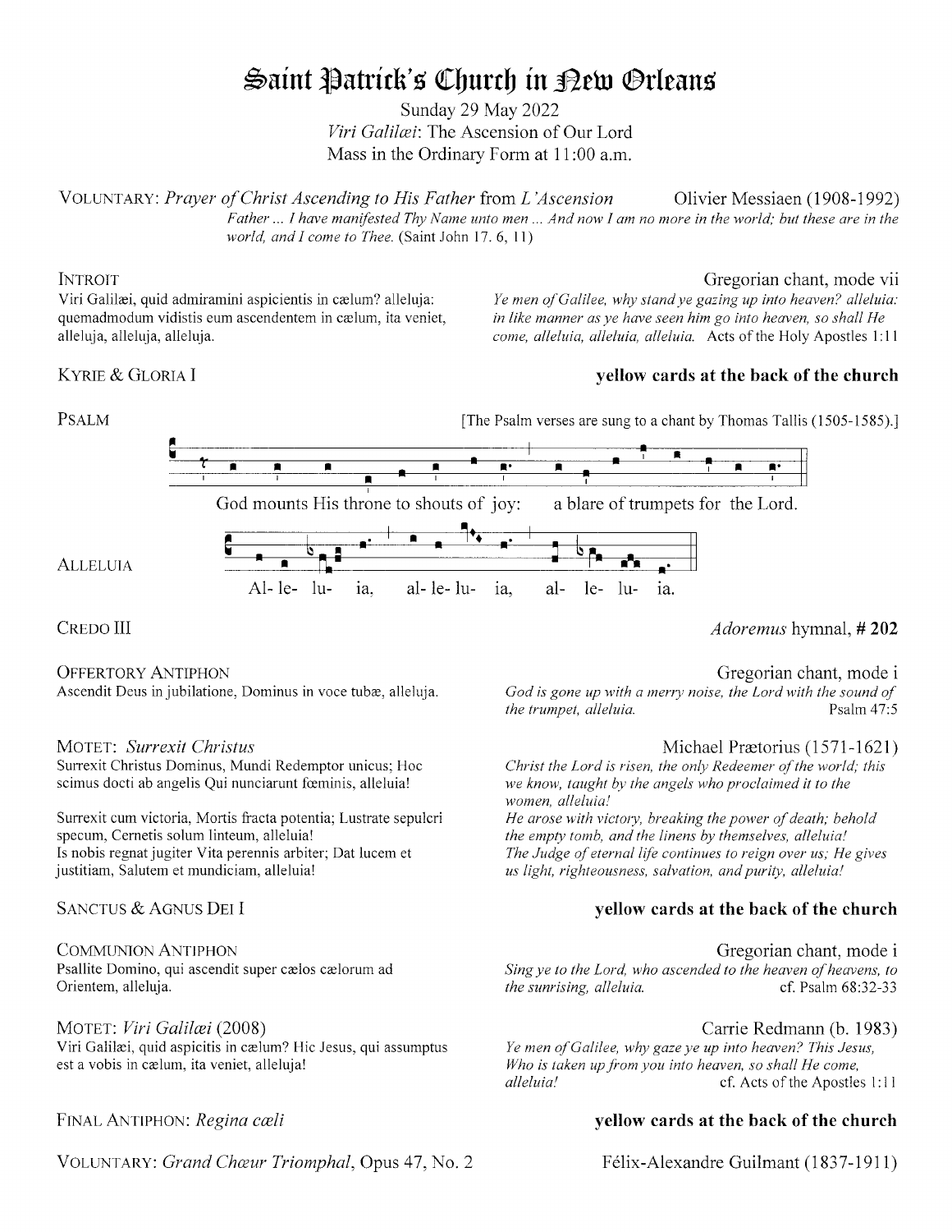# Saint Patrick's Church in New Orleans

Sunday 29 May 2022
*Viri Galilæi*: The Ascension of Our Lord
Mass in the Ordinary Form at 11:00 a.m.

VOLUNTARY: *Prayer of Christ Ascending to His Father* from *L'Ascension* — Olivier Messiaen (1908-1992)

*Father ... I have manifested Thy Name unto men ... And now I am no more in the world; but these are in the world, and I come to Thee.* (Saint John 17. 6, 11)

INTROIT — Gregorian chant, mode vii

Viri Galilæi, quid admiramini aspicientis in cælum? alleluja: quemadmodum vidistis eum ascendentem in cælum, ita veniet, alleluja, alleluja, alleluja.

*Ye men of Galilee, why stand ye gazing up into heaven? alleluia: in like manner as ye have seen him go into heaven, so shall He come, alleluia, alleluia, alleluia.* Acts of the Holy Apostles 1:11

KYRIE & GLORIA I — **yellow cards at the back of the church**

PSALM — [The Psalm verses are sung to a chant by Thomas Tallis (1505-1585).]

God mounts His throne to shouts of joy: a blare of trumpets for the Lord.

ALLELUIA

Al- le- lu- ia, al- le- lu- ia, al- le- lu- ia.

CREDO III — *Adoremus* hymnal, **# 202**

OFFERTORY ANTIPHON — Gregorian chant, mode i

Ascendit Deus in jubilatione, Dominus in voce tubæ, alleluja.

*God is gone up with a merry noise, the Lord with the sound of the trumpet, alleluia.* Psalm 47:5

MOTET: *Surrexit Christus* — Michael Prætorius (1571-1621)

Surrexit Christus Dominus, Mundi Redemptor unicus; Hoc scimus docti ab angelis Qui nunciarunt fœminis, alleluia!

*Christ the Lord is risen, the only Redeemer of the world; this we know, taught by the angels who proclaimed it to the women, alleluia!*

Surrexit cum victoria, Mortis fracta potentia; Lustrate sepulcri specum, Cernetis solum linteum, alleluia!
Is nobis regnat jugiter Vita perennis arbiter; Dat lucem et justitiam, Salutem et mundiciam, alleluia!

*He arose with victory, breaking the power of death; behold the empty tomb, and the linens by themselves, alleluia!*
*The Judge of eternal life continues to reign over us; He gives us light, righteousness, salvation, and purity, alleluia!*

SANCTUS & AGNUS DEI I — **yellow cards at the back of the church**

COMMUNION ANTIPHON — Gregorian chant, mode i

Psallite Domino, qui ascendit super cælos cælorum ad Orientem, alleluja.

*Sing ye to the Lord, who ascended to the heaven of heavens, to the sunrising, alleluia.* cf. Psalm 68:32-33

MOTET: *Viri Galilæi* (2008) — Carrie Redmann (b. 1983)

Viri Galilæi, quid aspicitis in cælum? Hic Jesus, qui assumptus est a vobis in cælum, ita veniet, alleluja!

*Ye men of Galilee, why gaze ye up into heaven? This Jesus, Who is taken up from you into heaven, so shall He come, alleluia!* cf. Acts of the Apostles 1:11

FINAL ANTIPHON: *Regina cæli* — **yellow cards at the back of the church**

VOLUNTARY: *Grand Chœur Triomphal*, Opus 47, No. 2 — Félix-Alexandre Guilmant (1837-1911)